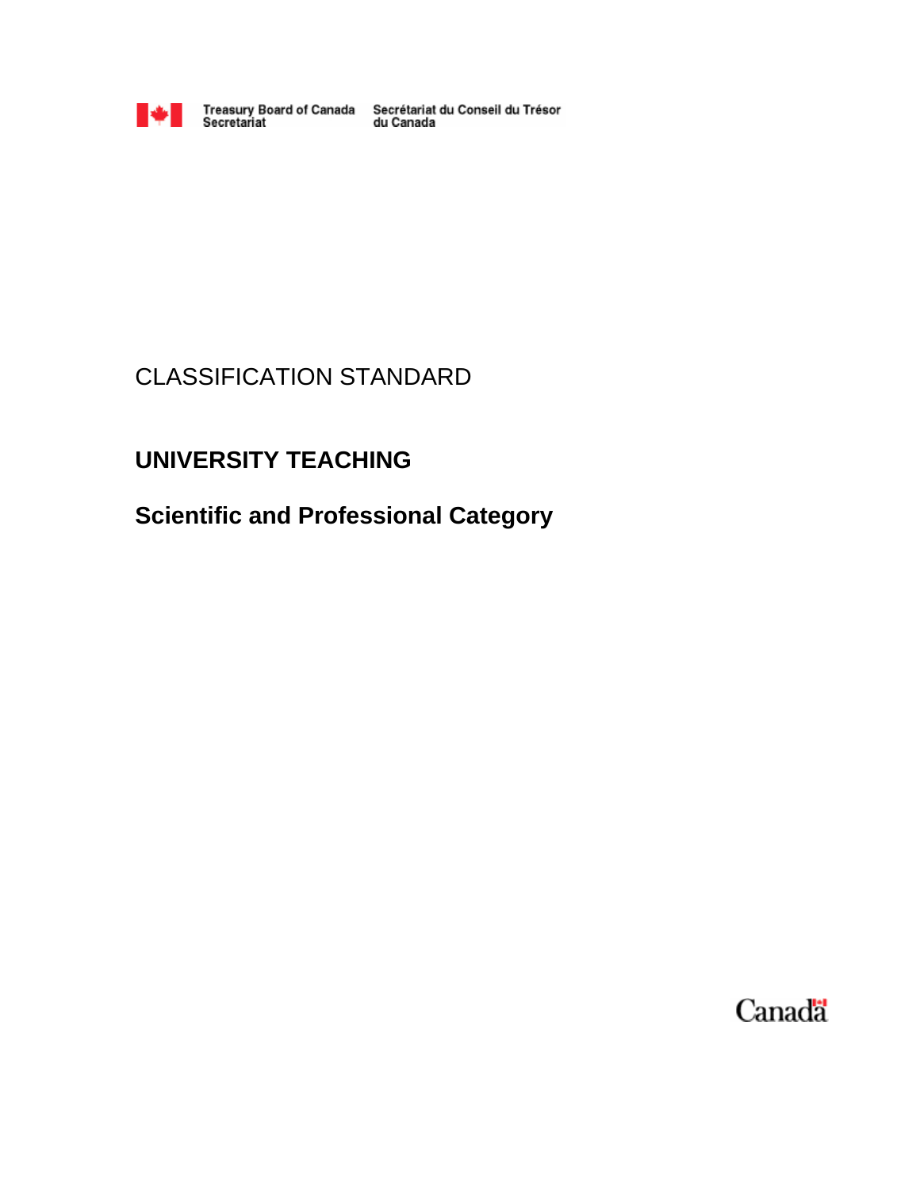Treasury Board of Canada Secretariat — Secrétariat du Conseil du Trésor du Canada

CLASSIFICATION STANDARD

# UNIVERSITY TEACHING

## Scientific and Professional Category

Canada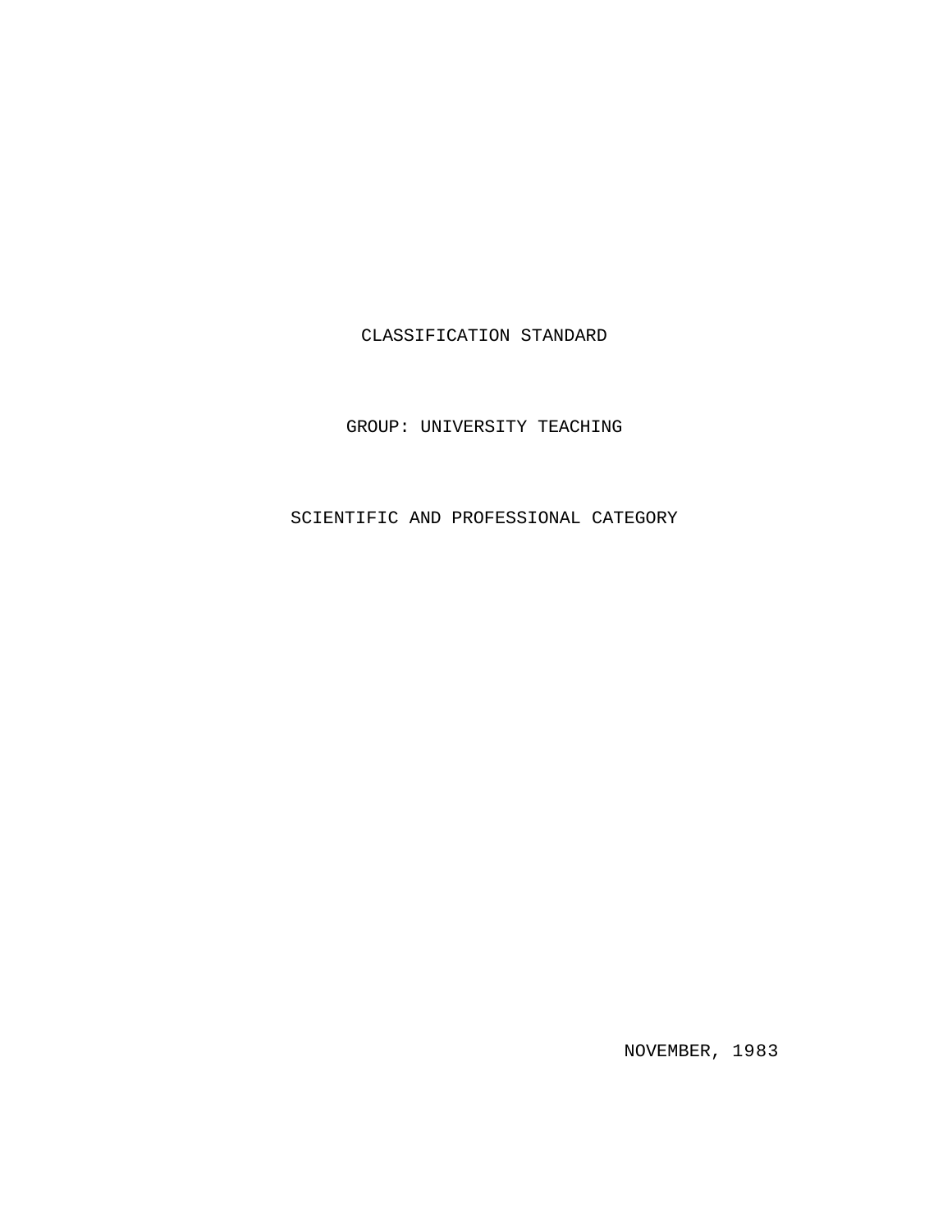# CLASSIFICATION STANDARD

## GROUP: UNIVERSITY TEACHING

## SCIENTIFIC AND PROFESSIONAL CATEGORY

NOVEMBER, 1983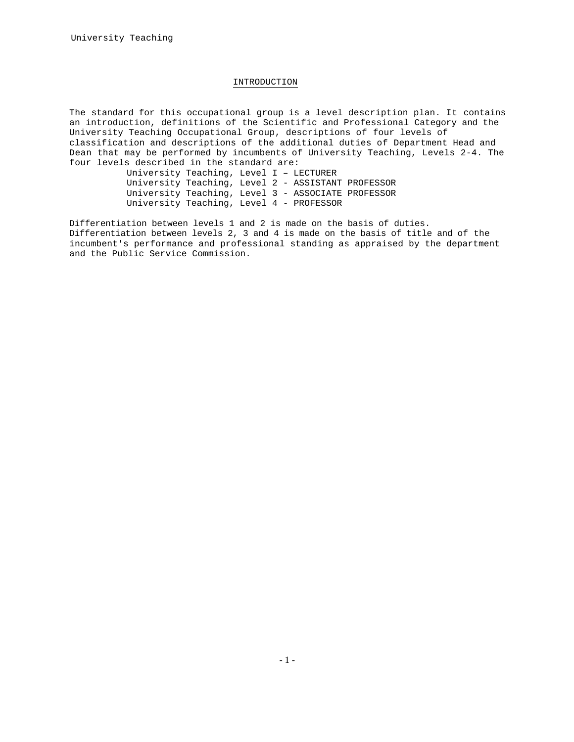## INTRODUCTION

The standard for this occupational group is a level description plan. It contains an introduction, definitions of the Scientific and Professional Category and the University Teaching Occupational Group, descriptions of four levels of classification and descriptions of the additional duties of Department Head and Dean that may be performed by incumbents of University Teaching, Levels 2-4. The four levels described in the standard are:

University Teaching, Level I – LECTURER
University Teaching, Level 2 - ASSISTANT PROFESSOR
University Teaching, Level 3 - ASSOCIATE PROFESSOR
University Teaching, Level 4 - PROFESSOR

Differentiation between levels 1 and 2 is made on the basis of duties. Differentiation between levels 2, 3 and 4 is made on the basis of title and of the incumbent's performance and professional standing as appraised by the department and the Public Service Commission.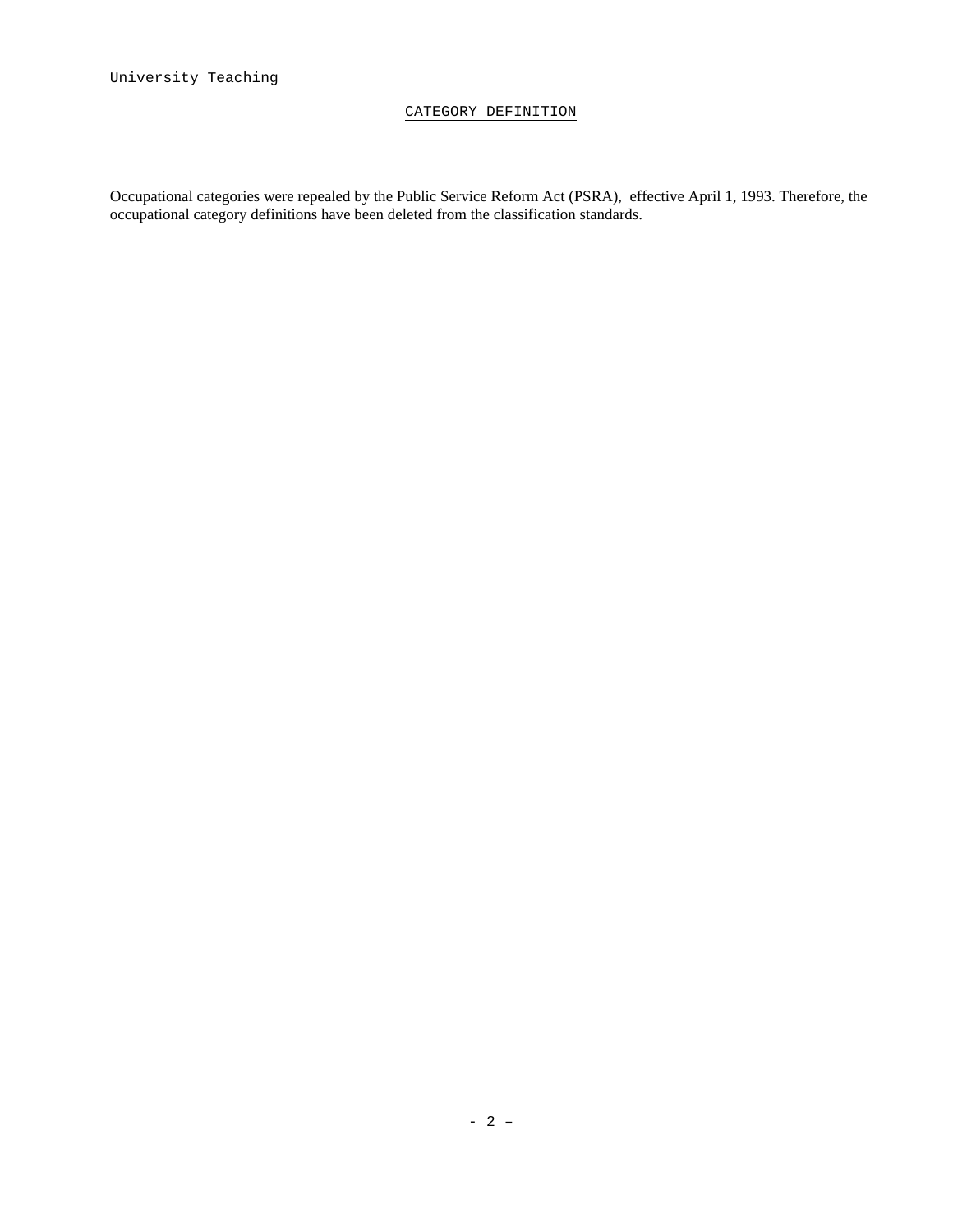## CATEGORY DEFINITION

Occupational categories were repealed by the Public Service Reform Act (PSRA), effective April 1, 1993. Therefore, the occupational category definitions have been deleted from the classification standards.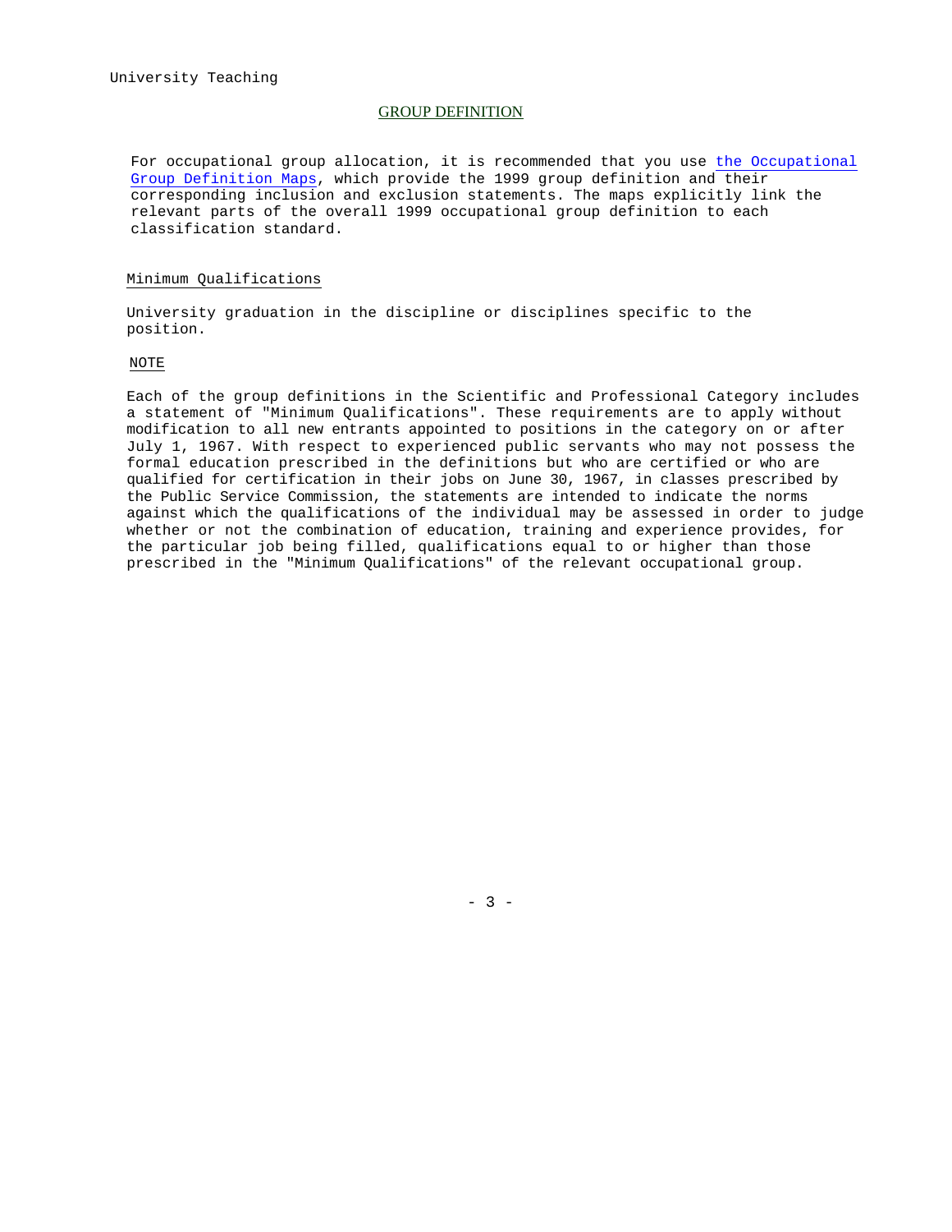## GROUP DEFINITION

For occupational group allocation, it is recommended that you use the Occupational Group Definition Maps, which provide the 1999 group definition and their corresponding inclusion and exclusion statements. The maps explicitly link the relevant parts of the overall 1999 occupational group definition to each classification standard.

### Minimum Qualifications

University graduation in the discipline or disciplines specific to the position.

### NOTE

Each of the group definitions in the Scientific and Professional Category includes a statement of "Minimum Qualifications". These requirements are to apply without modification to all new entrants appointed to positions in the category on or after July 1, 1967. With respect to experienced public servants who may not possess the formal education prescribed in the definitions but who are certified or who are qualified for certification in their jobs on June 30, 1967, in classes prescribed by the Public Service Commission, the statements are intended to indicate the norms against which the qualifications of the individual may be assessed in order to judge whether or not the combination of education, training and experience provides, for the particular job being filled, qualifications equal to or higher than those prescribed in the "Minimum Qualifications" of the relevant occupational group.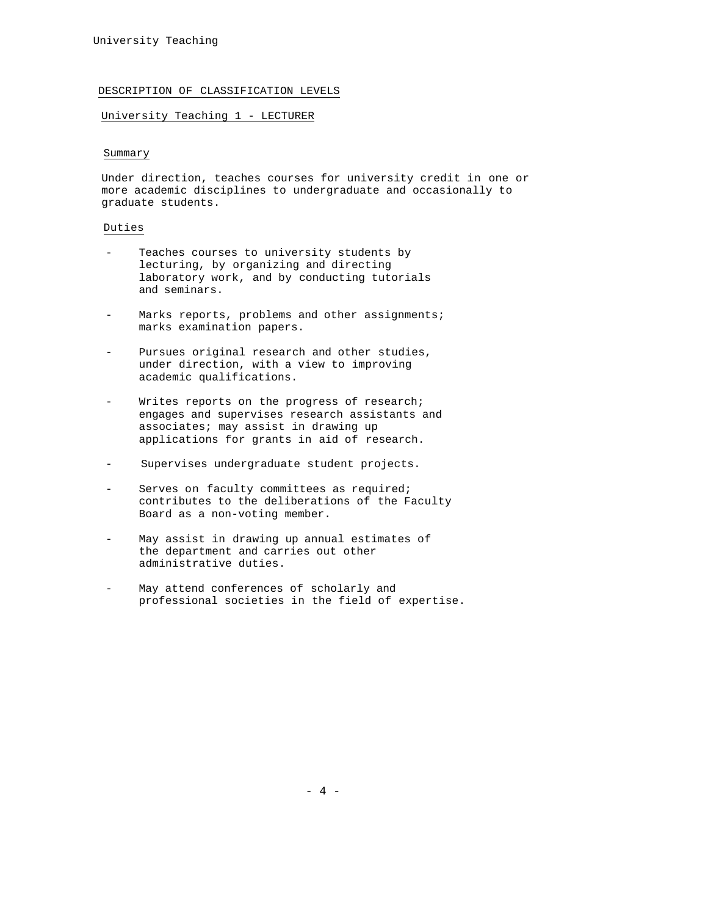## DESCRIPTION OF CLASSIFICATION LEVELS

### University Teaching 1 - LECTURER

#### Summary

Under direction, teaches courses for university credit in one or more academic disciplines to undergraduate and occasionally to graduate students.

#### Duties

- Teaches courses to university students by lecturing, by organizing and directing laboratory work, and by conducting tutorials and seminars.
- Marks reports, problems and other assignments; marks examination papers.
- Pursues original research and other studies, under direction, with a view to improving academic qualifications.
- Writes reports on the progress of research; engages and supervises research assistants and associates; may assist in drawing up applications for grants in aid of research.
- Supervises undergraduate student projects.
- Serves on faculty committees as required; contributes to the deliberations of the Faculty Board as a non-voting member.
- May assist in drawing up annual estimates of the department and carries out other administrative duties.
- May attend conferences of scholarly and professional societies in the field of expertise.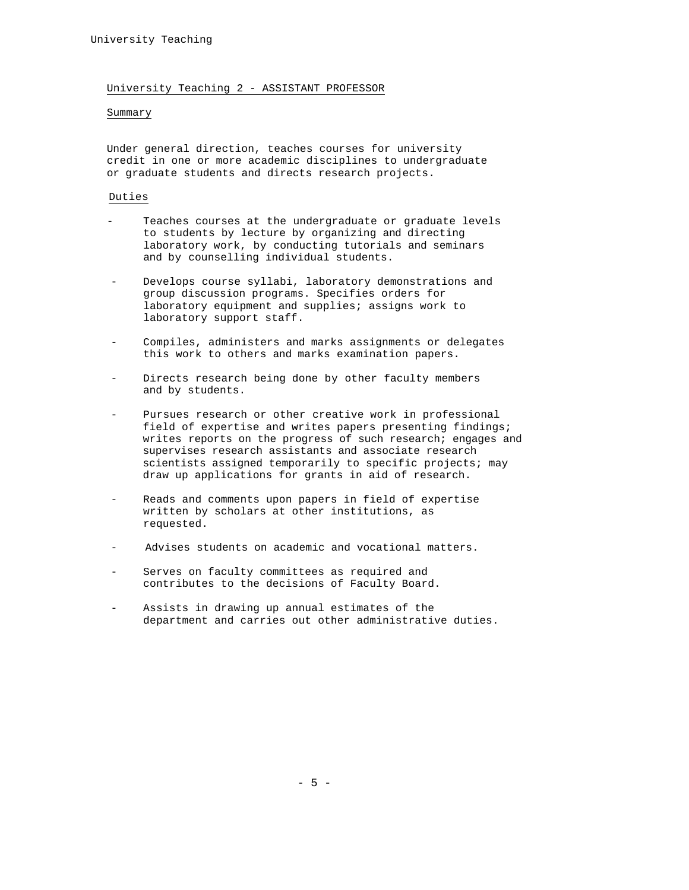## University Teaching 2 - ASSISTANT PROFESSOR

### Summary

Under general direction, teaches courses for university credit in one or more academic disciplines to undergraduate or graduate students and directs research projects.

### Duties

- Teaches courses at the undergraduate or graduate levels to students by lecture by organizing and directing laboratory work, by conducting tutorials and seminars and by counselling individual students.

- Develops course syllabi, laboratory demonstrations and group discussion programs. Specifies orders for laboratory equipment and supplies; assigns work to laboratory support staff.

- Compiles, administers and marks assignments or delegates this work to others and marks examination papers.

- Directs research being done by other faculty members and by students.

- Pursues research or other creative work in professional field of expertise and writes papers presenting findings; writes reports on the progress of such research; engages and supervises research assistants and associate research scientists assigned temporarily to specific projects; may draw up applications for grants in aid of research.

- Reads and comments upon papers in field of expertise written by scholars at other institutions, as requested.

- Advises students on academic and vocational matters.

- Serves on faculty committees as required and contributes to the decisions of Faculty Board.

- Assists in drawing up annual estimates of the department and carries out other administrative duties.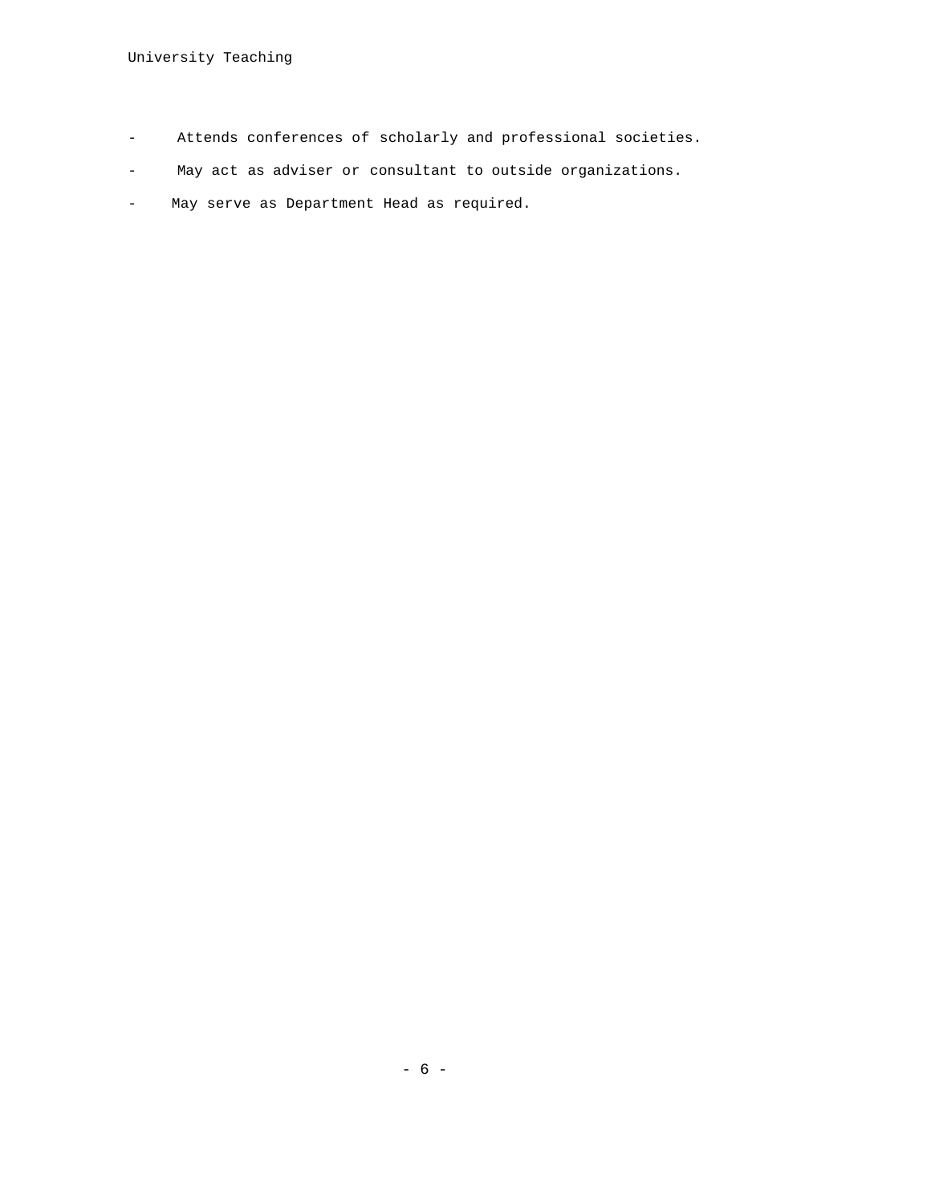- Attends conferences of scholarly and professional societies.
- May act as adviser or consultant to outside organizations.
- May serve as Department Head as required.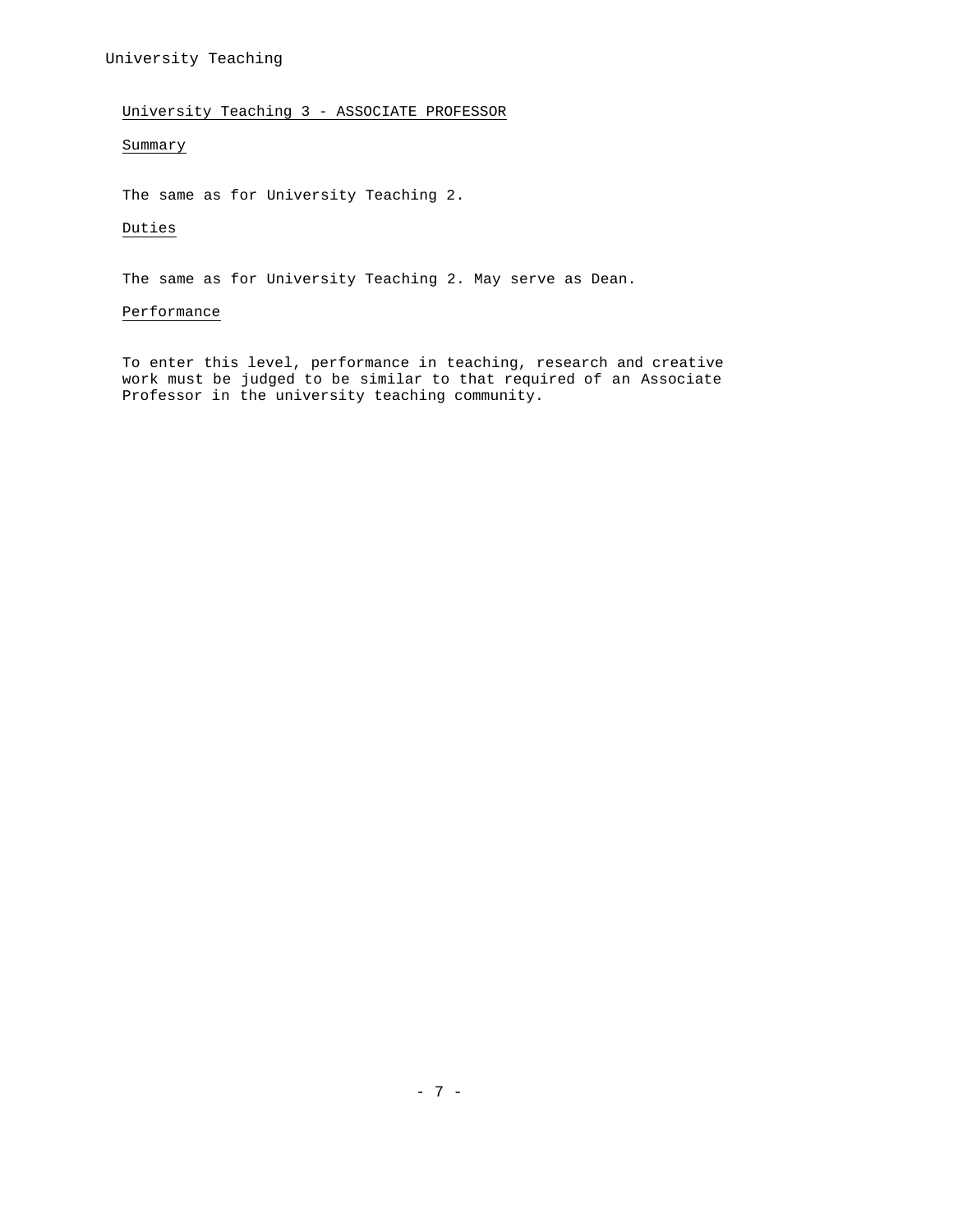## University Teaching 3 - ASSOCIATE PROFESSOR

### Summary

The same as for University Teaching 2.

### Duties

The same as for University Teaching 2. May serve as Dean.

### Performance

To enter this level, performance in teaching, research and creative work must be judged to be similar to that required of an Associate Professor in the university teaching community.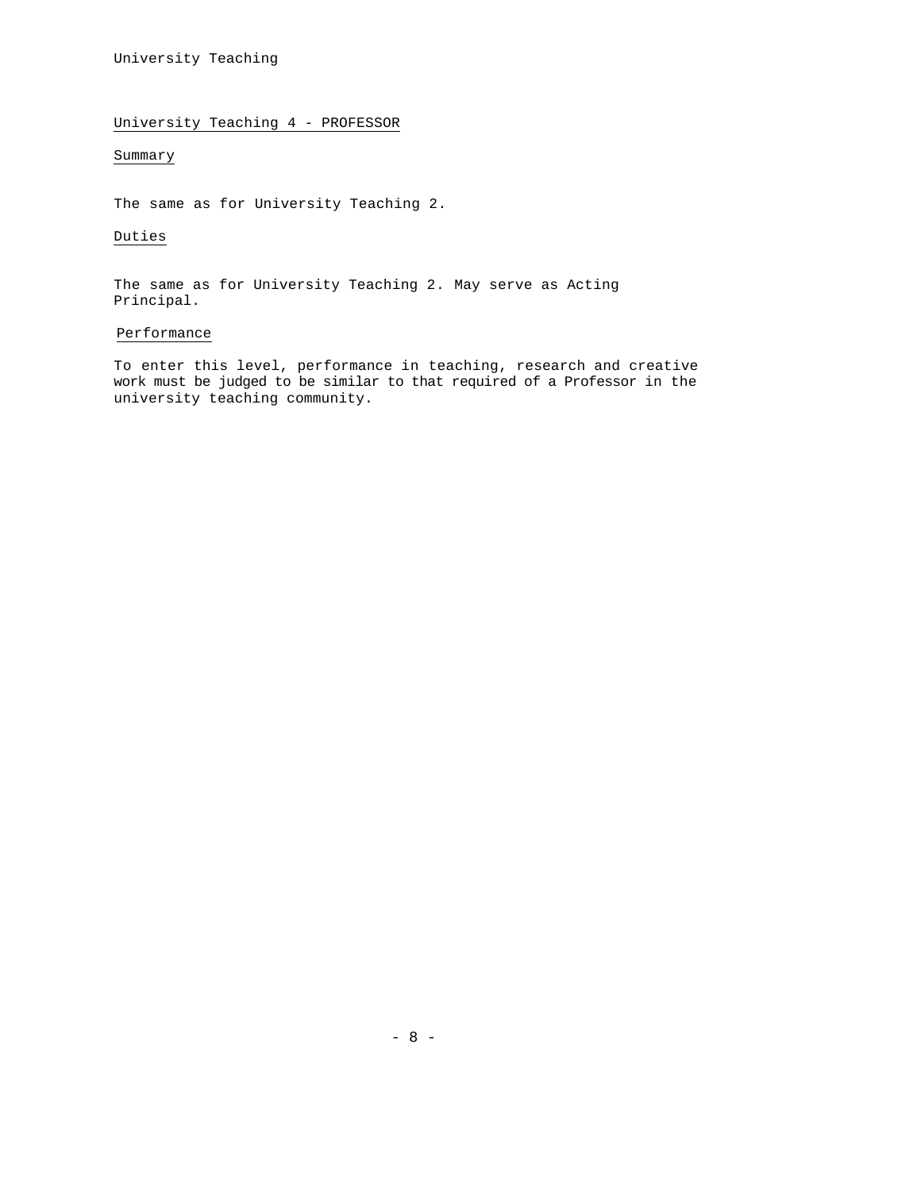## University Teaching 4 - PROFESSOR

### Summary

The same as for University Teaching 2.

### Duties

The same as for University Teaching 2. May serve as Acting Principal.

### Performance

To enter this level, performance in teaching, research and creative work must be judged to be similar to that required of a Professor in the university teaching community.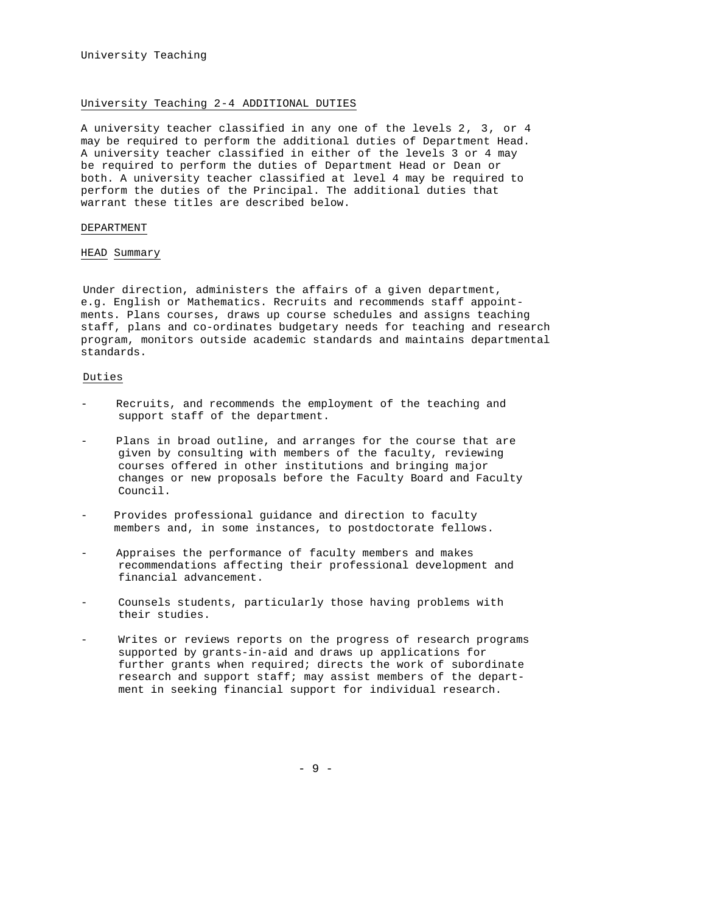## University Teaching 2-4 ADDITIONAL DUTIES

A university teacher classified in any one of the levels 2, 3, or 4 may be required to perform the additional duties of Department Head. A university teacher classified in either of the levels 3 or 4 may be required to perform the duties of Department Head or Dean or both. A university teacher classified at level 4 may be required to perform the duties of the Principal. The additional duties that warrant these titles are described below.

### DEPARTMENT

### HEAD Summary

Under direction, administers the affairs of a given department, e.g. English or Mathematics. Recruits and recommends staff appointments. Plans courses, draws up course schedules and assigns teaching staff, plans and co-ordinates budgetary needs for teaching and research program, monitors outside academic standards and maintains departmental standards.

### Duties

- Recruits, and recommends the employment of the teaching and support staff of the department.
- Plans in broad outline, and arranges for the course that are given by consulting with members of the faculty, reviewing courses offered in other institutions and bringing major changes or new proposals before the Faculty Board and Faculty Council.
- Provides professional guidance and direction to faculty members and, in some instances, to postdoctorate fellows.
- Appraises the performance of faculty members and makes recommendations affecting their professional development and financial advancement.
- Counsels students, particularly those having problems with their studies.
- Writes or reviews reports on the progress of research programs supported by grants-in-aid and draws up applications for further grants when required; directs the work of subordinate research and support staff; may assist members of the department in seeking financial support for individual research.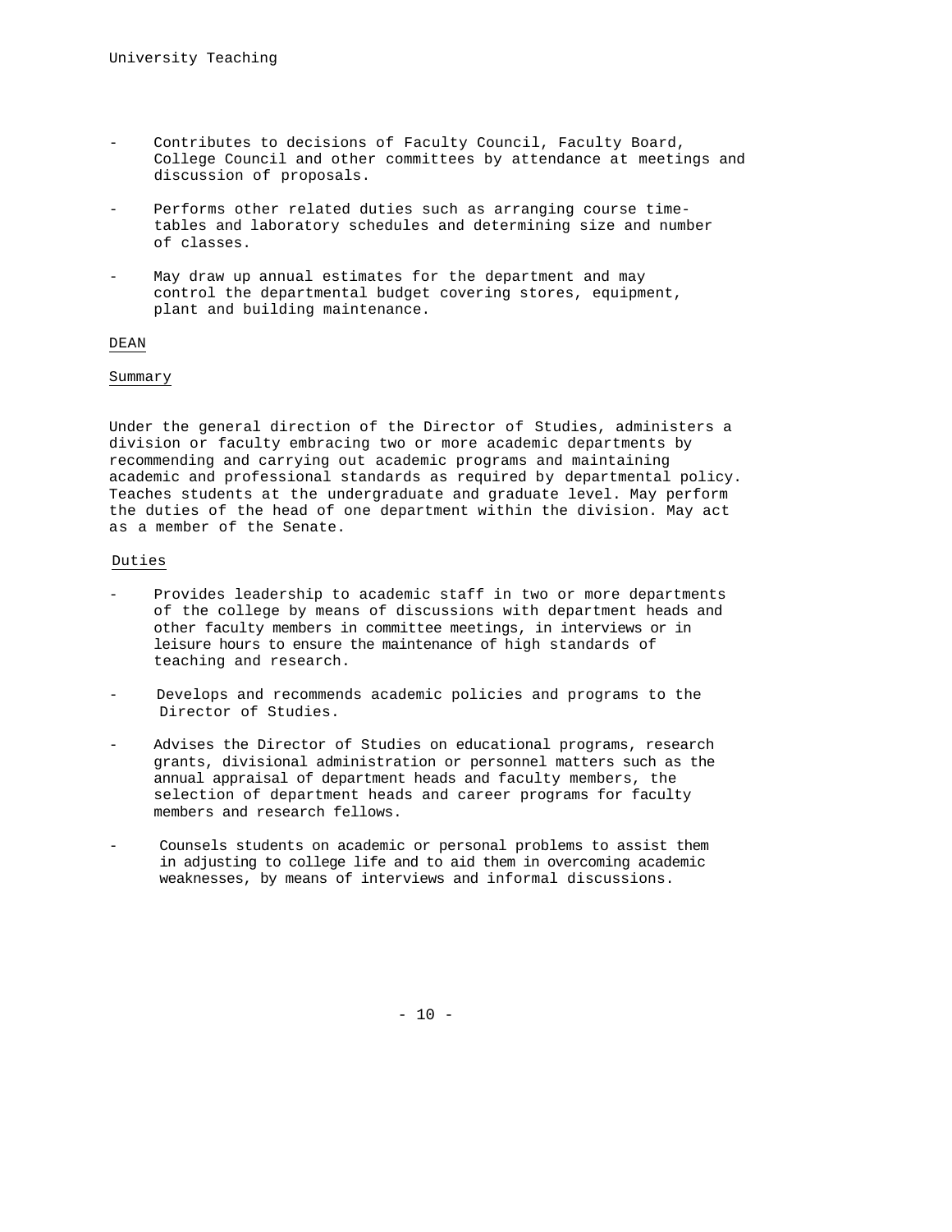- Contributes to decisions of Faculty Council, Faculty Board, College Council and other committees by attendance at meetings and discussion of proposals.

- Performs other related duties such as arranging course time-tables and laboratory schedules and determining size and number of classes.

- May draw up annual estimates for the department and may control the departmental budget covering stores, equipment, plant and building maintenance.

## DEAN

### Summary

Under the general direction of the Director of Studies, administers a division or faculty embracing two or more academic departments by recommending and carrying out academic programs and maintaining academic and professional standards as required by departmental policy. Teaches students at the undergraduate and graduate level. May perform the duties of the head of one department within the division. May act as a member of the Senate.

### Duties

- Provides leadership to academic staff in two or more departments of the college by means of discussions with department heads and other faculty members in committee meetings, in interviews or in leisure hours to ensure the maintenance of high standards of teaching and research.

- Develops and recommends academic policies and programs to the Director of Studies.

- Advises the Director of Studies on educational programs, research grants, divisional administration or personnel matters such as the annual appraisal of department heads and faculty members, the selection of department heads and career programs for faculty members and research fellows.

- Counsels students on academic or personal problems to assist them in adjusting to college life and to aid them in overcoming academic weaknesses, by means of interviews and informal discussions.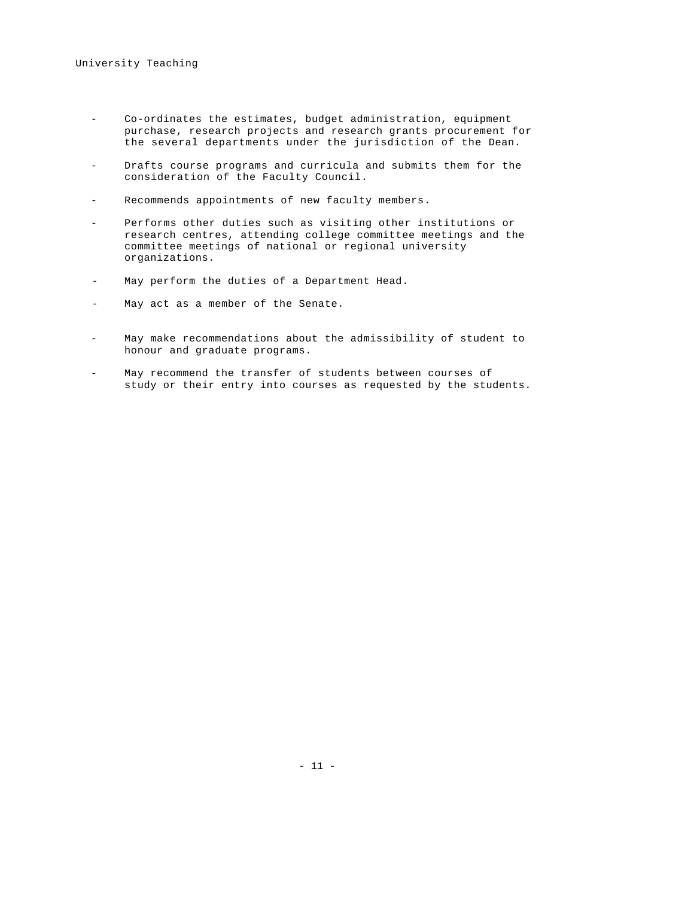- Co-ordinates the estimates, budget administration, equipment purchase, research projects and research grants procurement for the several departments under the jurisdiction of the Dean.

- Drafts course programs and curricula and submits them for the consideration of the Faculty Council.

- Recommends appointments of new faculty members.

- Performs other duties such as visiting other institutions or research centres, attending college committee meetings and the committee meetings of national or regional university organizations.

- May perform the duties of a Department Head.

- May act as a member of the Senate.

- May make recommendations about the admissibility of student to honour and graduate programs.

- May recommend the transfer of students between courses of study or their entry into courses as requested by the students.